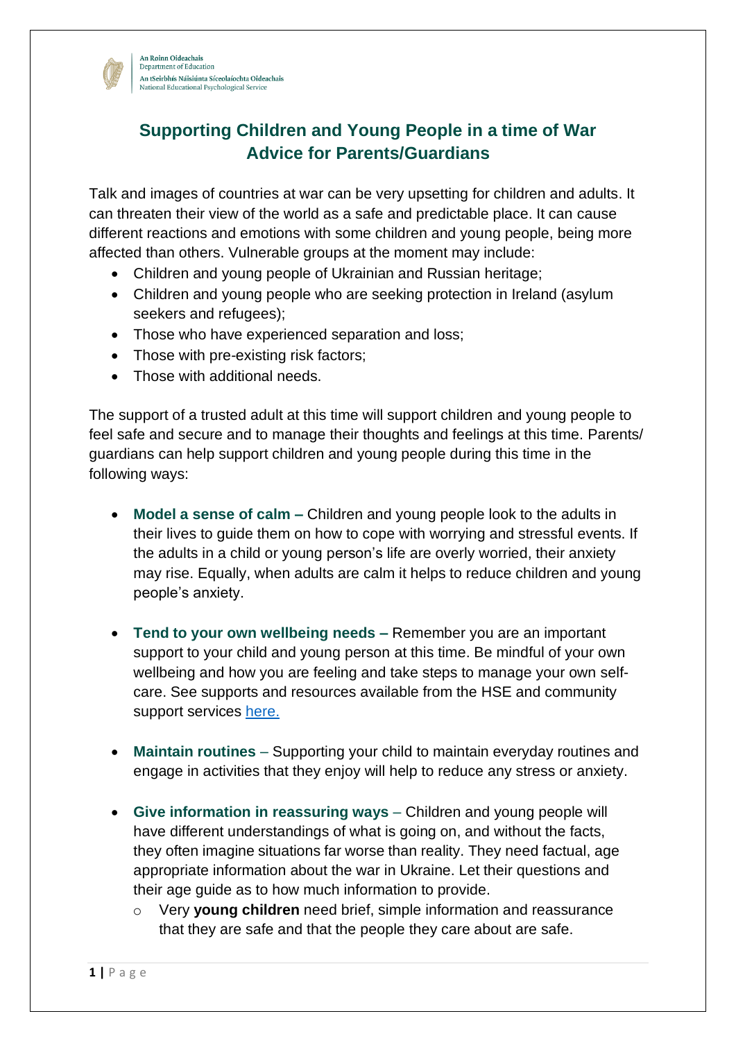An Roinn Oideachais
Department of Education
An tSeirbhís Náisiúnta Síceolaíochta Oideachais
National Educational Psychological Service

# Supporting Children and Young People in a time of War
# Advice for Parents/Guardians

Talk and images of countries at war can be very upsetting for children and adults. It can threaten their view of the world as a safe and predictable place. It can cause different reactions and emotions with some children and young people, being more affected than others. Vulnerable groups at the moment may include:

- Children and young people of Ukrainian and Russian heritage;
- Children and young people who are seeking protection in Ireland (asylum seekers and refugees);
- Those who have experienced separation and loss;
- Those with pre-existing risk factors;
- Those with additional needs.

The support of a trusted adult at this time will support children and young people to feel safe and secure and to manage their thoughts and feelings at this time. Parents/ guardians can help support children and young people during this time in the following ways:

- **Model a sense of calm –** Children and young people look to the adults in their lives to guide them on how to cope with worrying and stressful events. If the adults in a child or young person's life are overly worried, their anxiety may rise. Equally, when adults are calm it helps to reduce children and young people's anxiety.

- **Tend to your own wellbeing needs –** Remember you are an important support to your child and young person at this time. Be mindful of your own wellbeing and how you are feeling and take steps to manage your own self-care. See supports and resources available from the HSE and community support services [here.](#)

- **Maintain routines** – Supporting your child to maintain everyday routines and engage in activities that they enjoy will help to reduce any stress or anxiety.

- **Give information in reassuring ways** – Children and young people will have different understandings of what is going on, and without the facts, they often imagine situations far worse than reality. They need factual, age appropriate information about the war in Ukraine. Let their questions and their age guide as to how much information to provide.
  - Very **young children** need brief, simple information and reassurance that they are safe and that the people they care about are safe.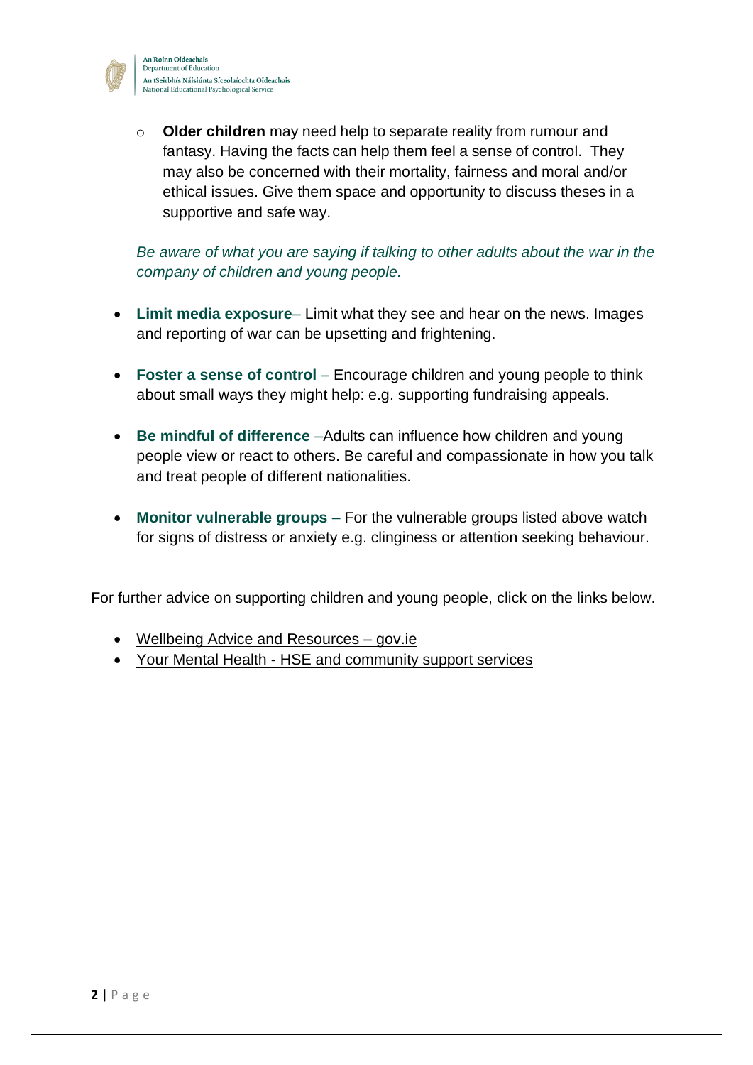- **Older children** may need help to separate reality from rumour and fantasy. Having the facts can help them feel a sense of control. They may also be concerned with their mortality, fairness and moral and/or ethical issues. Give them space and opportunity to discuss theses in a supportive and safe way.

*Be aware of what you are saying if talking to other adults about the war in the company of children and young people.*

- **Limit media exposure**– Limit what they see and hear on the news. Images and reporting of war can be upsetting and frightening.
- **Foster a sense of control** – Encourage children and young people to think about small ways they might help: e.g. supporting fundraising appeals.
- **Be mindful of difference** –Adults can influence how children and young people view or react to others. Be careful and compassionate in how you talk and treat people of different nationalities.
- **Monitor vulnerable groups** – For the vulnerable groups listed above watch for signs of distress or anxiety e.g. clinginess or attention seeking behaviour.

For further advice on supporting children and young people, click on the links below.

- Wellbeing Advice and Resources – gov.ie
- Your Mental Health - HSE and community support services